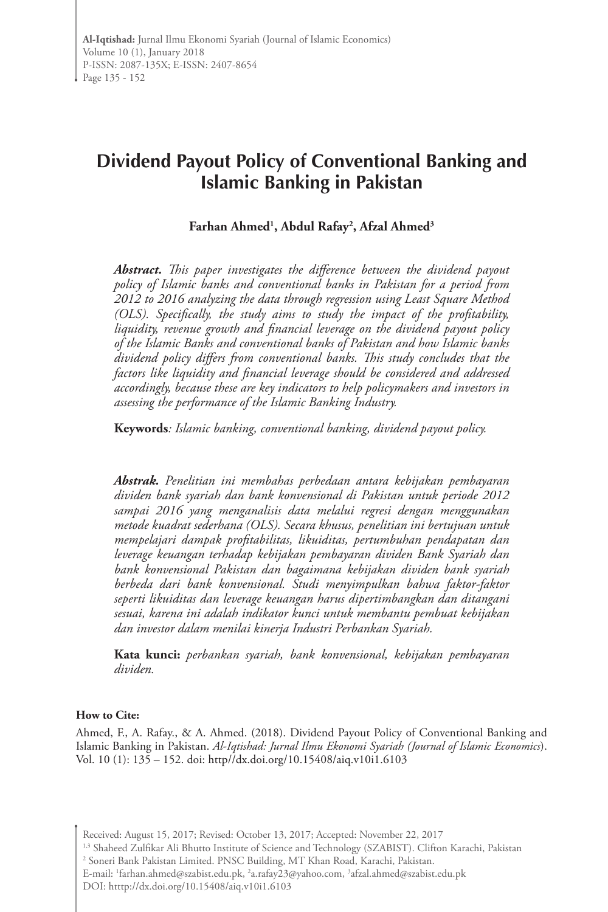# Dividend Payout Policy of Conventional Banking and Islamic Banking in Pakistan

**Farhan Ahmed[1], Abdul Rafay[2], Afzal Ahmed[3]**

***Abstract.*** *This paper investigates the difference between the dividend payout policy of Islamic banks and conventional banks in Pakistan for a period from 2012 to 2016 analyzing the data through regression using Least Square Method (OLS). Specifically, the study aims to study the impact of the profitability, liquidity, revenue growth and financial leverage on the dividend payout policy of the Islamic Banks and conventional banks of Pakistan and how Islamic banks dividend policy differs from conventional banks. This study concludes that the factors like liquidity and financial leverage should be considered and addressed accordingly, because these are key indicators to help policymakers and investors in assessing the performance of the Islamic Banking Industry.*

**Keywords***: Islamic banking, conventional banking, dividend payout policy.*

***Abstrak.*** *Penelitian ini membahas perbedaan antara kebijakan pembayaran dividen bank syariah dan bank konvensional di Pakistan untuk periode 2012 sampai 2016 yang menganalisis data melalui regresi dengan menggunakan metode kuadrat sederhana (OLS). Secara khusus, penelitian ini bertujuan untuk mempelajari dampak profitabilitas, likuiditas, pertumbuhan pendapatan dan leverage keuangan terhadap kebijakan pembayaran dividen Bank Syariah dan bank konvensional Pakistan dan bagaimana kebijakan dividen bank syariah berbeda dari bank konvensional. Studi menyimpulkan bahwa faktor-faktor seperti likuiditas dan leverage keuangan harus dipertimbangkan dan ditangani sesuai, karena ini adalah indikator kunci untuk membantu pembuat kebijakan dan investor dalam menilai kinerja Industri Perbankan Syariah.*

**Kata kunci:** *perbankan syariah, bank konvensional, kebijakan pembayaran dividen.*

**How to Cite:**

Ahmed, F., A. Rafay., & A. Ahmed. (2018). Dividend Payout Policy of Conventional Banking and Islamic Banking in Pakistan. *Al-Iqtishad: Jurnal Ilmu Ekonomi Syariah (Journal of Islamic Economics)*. Vol. 10 (1): 135 – 152. doi: http//dx.doi.org/10.15408/aiq.v10i1.6103

Received: August 15, 2017; Revised: October 13, 2017; Accepted: November 22, 2017

[1,3] Shaheed Zulfikar Ali Bhutto Institute of Science and Technology (SZABIST). Clifton Karachi, Pakistan

[2] Soneri Bank Pakistan Limited. PNSC Building, MT Khan Road, Karachi, Pakistan.

E-mail: [1]farhan.ahmed@szabist.edu.pk, [2]a.rafay23@yahoo.com, [3]afzal.ahmed@szabist.edu.pk

DOI: htttp://dx.doi.org/10.15408/aiq.v10i1.6103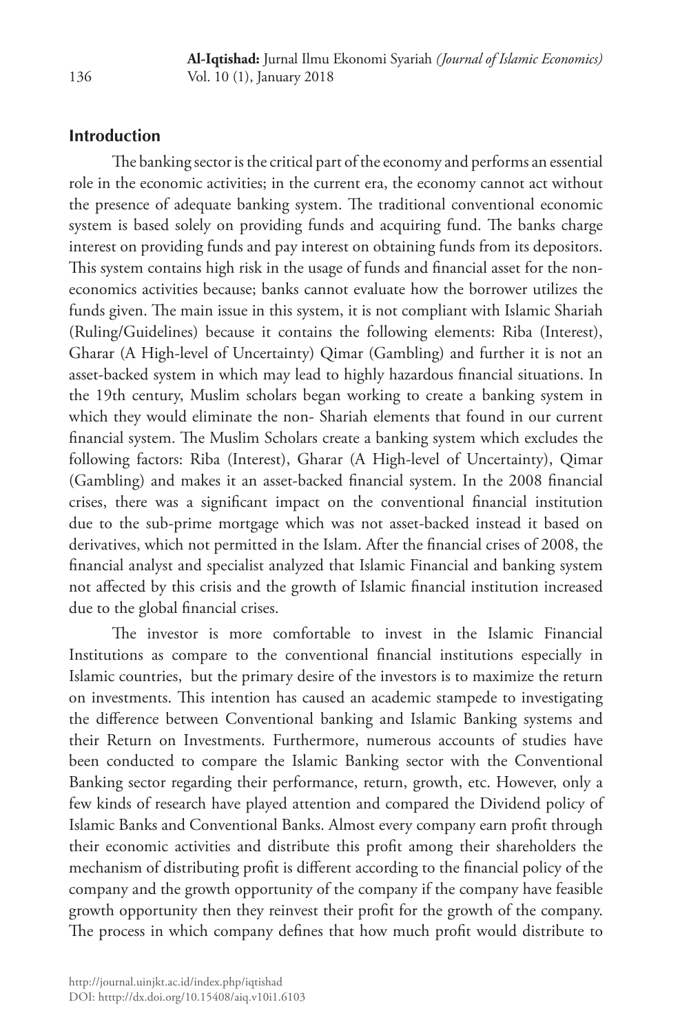## Introduction

The banking sector is the critical part of the economy and performs an essential role in the economic activities; in the current era, the economy cannot act without the presence of adequate banking system. The traditional conventional economic system is based solely on providing funds and acquiring fund. The banks charge interest on providing funds and pay interest on obtaining funds from its depositors. This system contains high risk in the usage of funds and financial asset for the non-economics activities because; banks cannot evaluate how the borrower utilizes the funds given. The main issue in this system, it is not compliant with Islamic Shariah (Ruling/Guidelines) because it contains the following elements: Riba (Interest), Gharar (A High-level of Uncertainty) Qimar (Gambling) and further it is not an asset-backed system in which may lead to highly hazardous financial situations. In the 19th century, Muslim scholars began working to create a banking system in which they would eliminate the non- Shariah elements that found in our current financial system. The Muslim Scholars create a banking system which excludes the following factors: Riba (Interest), Gharar (A High-level of Uncertainty), Qimar (Gambling) and makes it an asset-backed financial system. In the 2008 financial crises, there was a significant impact on the conventional financial institution due to the sub-prime mortgage which was not asset-backed instead it based on derivatives, which not permitted in the Islam. After the financial crises of 2008, the financial analyst and specialist analyzed that Islamic Financial and banking system not affected by this crisis and the growth of Islamic financial institution increased due to the global financial crises.

The investor is more comfortable to invest in the Islamic Financial Institutions as compare to the conventional financial institutions especially in Islamic countries, but the primary desire of the investors is to maximize the return on investments. This intention has caused an academic stampede to investigating the difference between Conventional banking and Islamic Banking systems and their Return on Investments. Furthermore, numerous accounts of studies have been conducted to compare the Islamic Banking sector with the Conventional Banking sector regarding their performance, return, growth, etc. However, only a few kinds of research have played attention and compared the Dividend policy of Islamic Banks and Conventional Banks. Almost every company earn profit through their economic activities and distribute this profit among their shareholders the mechanism of distributing profit is different according to the financial policy of the company and the growth opportunity of the company if the company have feasible growth opportunity then they reinvest their profit for the growth of the company. The process in which company defines that how much profit would distribute to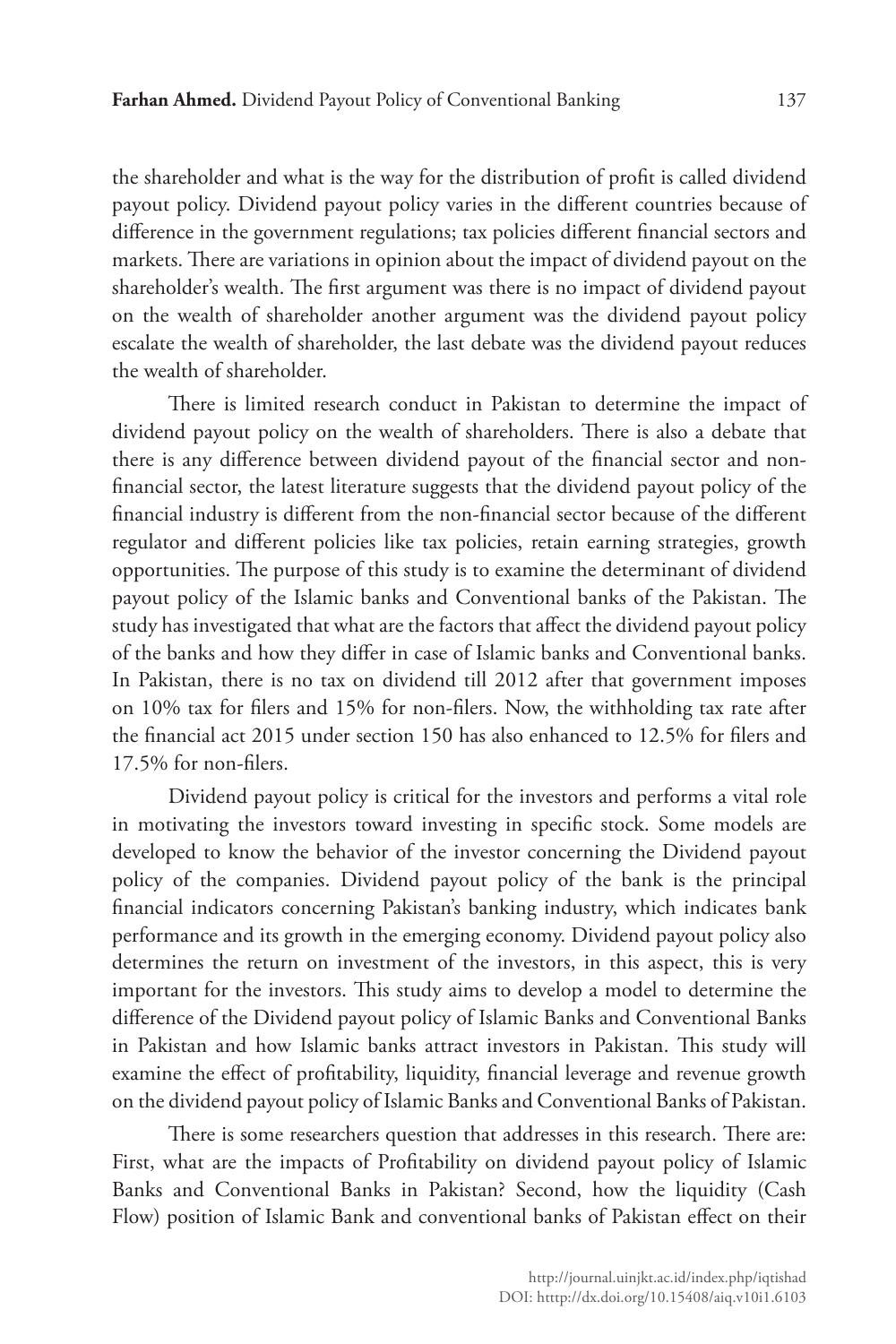the shareholder and what is the way for the distribution of profit is called dividend payout policy. Dividend payout policy varies in the different countries because of difference in the government regulations; tax policies different financial sectors and markets. There are variations in opinion about the impact of dividend payout on the shareholder's wealth. The first argument was there is no impact of dividend payout on the wealth of shareholder another argument was the dividend payout policy escalate the wealth of shareholder, the last debate was the dividend payout reduces the wealth of shareholder.

There is limited research conduct in Pakistan to determine the impact of dividend payout policy on the wealth of shareholders. There is also a debate that there is any difference between dividend payout of the financial sector and non-financial sector, the latest literature suggests that the dividend payout policy of the financial industry is different from the non-financial sector because of the different regulator and different policies like tax policies, retain earning strategies, growth opportunities. The purpose of this study is to examine the determinant of dividend payout policy of the Islamic banks and Conventional banks of the Pakistan. The study has investigated that what are the factors that affect the dividend payout policy of the banks and how they differ in case of Islamic banks and Conventional banks. In Pakistan, there is no tax on dividend till 2012 after that government imposes on 10% tax for filers and 15% for non-filers. Now, the withholding tax rate after the financial act 2015 under section 150 has also enhanced to 12.5% for filers and 17.5% for non-filers.

Dividend payout policy is critical for the investors and performs a vital role in motivating the investors toward investing in specific stock. Some models are developed to know the behavior of the investor concerning the Dividend payout policy of the companies. Dividend payout policy of the bank is the principal financial indicators concerning Pakistan's banking industry, which indicates bank performance and its growth in the emerging economy. Dividend payout policy also determines the return on investment of the investors, in this aspect, this is very important for the investors. This study aims to develop a model to determine the difference of the Dividend payout policy of Islamic Banks and Conventional Banks in Pakistan and how Islamic banks attract investors in Pakistan. This study will examine the effect of profitability, liquidity, financial leverage and revenue growth on the dividend payout policy of Islamic Banks and Conventional Banks of Pakistan.

There is some researchers question that addresses in this research. There are: First, what are the impacts of Profitability on dividend payout policy of Islamic Banks and Conventional Banks in Pakistan? Second, how the liquidity (Cash Flow) position of Islamic Bank and conventional banks of Pakistan effect on their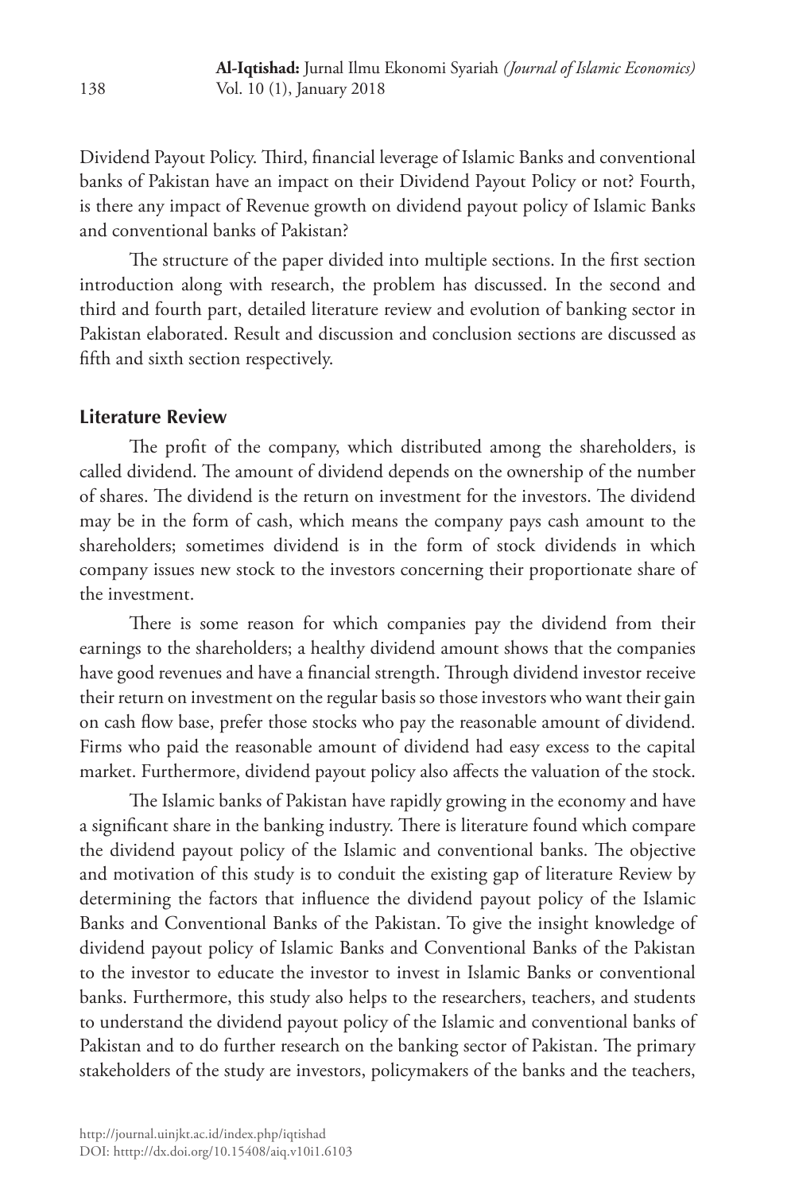Dividend Payout Policy. Third, financial leverage of Islamic Banks and conventional banks of Pakistan have an impact on their Dividend Payout Policy or not? Fourth, is there any impact of Revenue growth on dividend payout policy of Islamic Banks and conventional banks of Pakistan?

The structure of the paper divided into multiple sections. In the first section introduction along with research, the problem has discussed. In the second and third and fourth part, detailed literature review and evolution of banking sector in Pakistan elaborated. Result and discussion and conclusion sections are discussed as fifth and sixth section respectively.

## Literature Review

The profit of the company, which distributed among the shareholders, is called dividend. The amount of dividend depends on the ownership of the number of shares. The dividend is the return on investment for the investors. The dividend may be in the form of cash, which means the company pays cash amount to the shareholders; sometimes dividend is in the form of stock dividends in which company issues new stock to the investors concerning their proportionate share of the investment.

There is some reason for which companies pay the dividend from their earnings to the shareholders; a healthy dividend amount shows that the companies have good revenues and have a financial strength. Through dividend investor receive their return on investment on the regular basis so those investors who want their gain on cash flow base, prefer those stocks who pay the reasonable amount of dividend. Firms who paid the reasonable amount of dividend had easy excess to the capital market. Furthermore, dividend payout policy also affects the valuation of the stock.

The Islamic banks of Pakistan have rapidly growing in the economy and have a significant share in the banking industry. There is literature found which compare the dividend payout policy of the Islamic and conventional banks. The objective and motivation of this study is to conduit the existing gap of literature Review by determining the factors that influence the dividend payout policy of the Islamic Banks and Conventional Banks of the Pakistan. To give the insight knowledge of dividend payout policy of Islamic Banks and Conventional Banks of the Pakistan to the investor to educate the investor to invest in Islamic Banks or conventional banks. Furthermore, this study also helps to the researchers, teachers, and students to understand the dividend payout policy of the Islamic and conventional banks of Pakistan and to do further research on the banking sector of Pakistan. The primary stakeholders of the study are investors, policymakers of the banks and the teachers,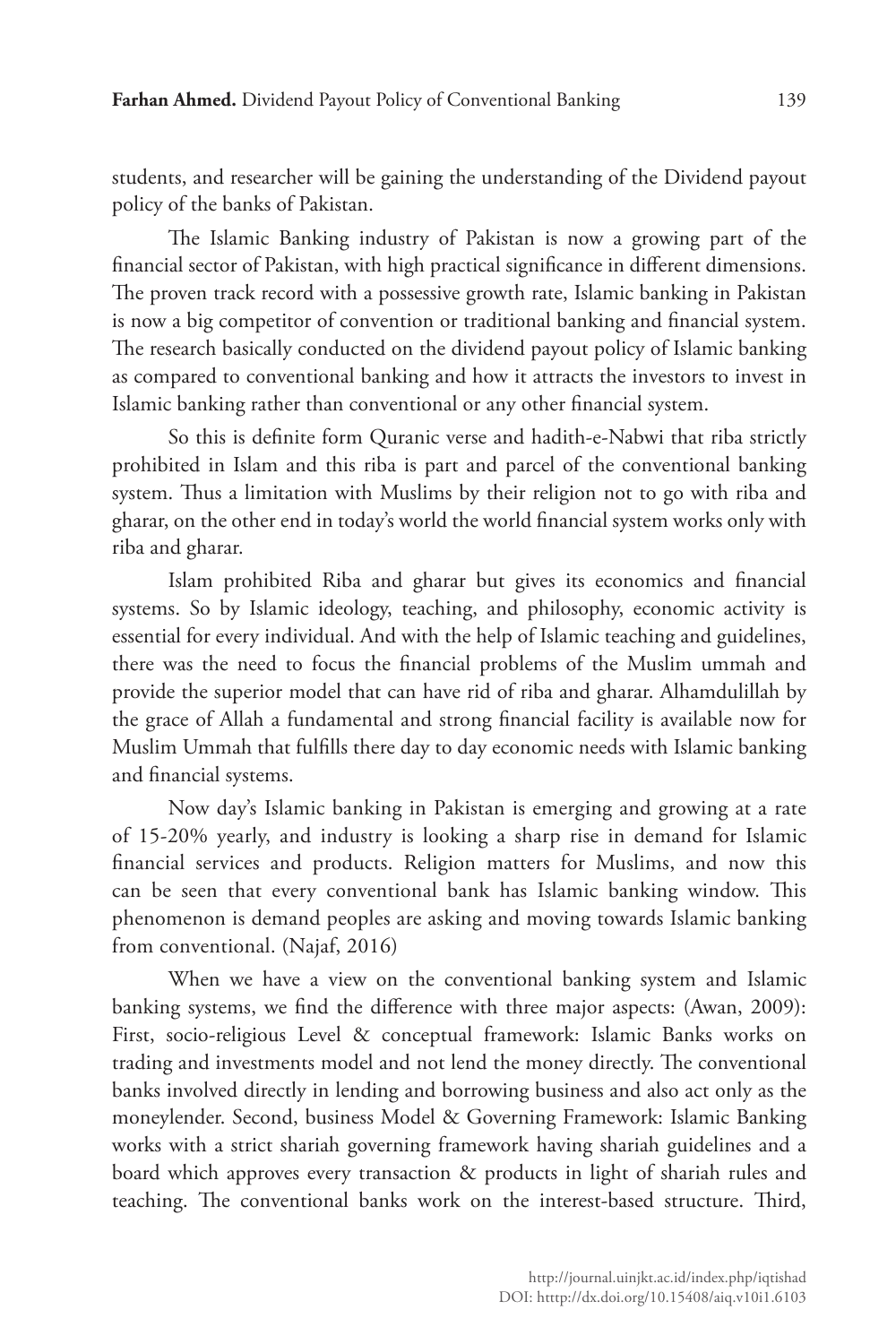students, and researcher will be gaining the understanding of the Dividend payout policy of the banks of Pakistan.

The Islamic Banking industry of Pakistan is now a growing part of the financial sector of Pakistan, with high practical significance in different dimensions. The proven track record with a possessive growth rate, Islamic banking in Pakistan is now a big competitor of convention or traditional banking and financial system. The research basically conducted on the dividend payout policy of Islamic banking as compared to conventional banking and how it attracts the investors to invest in Islamic banking rather than conventional or any other financial system.

So this is definite form Quranic verse and hadith-e-Nabwi that riba strictly prohibited in Islam and this riba is part and parcel of the conventional banking system. Thus a limitation with Muslims by their religion not to go with riba and gharar, on the other end in today's world the world financial system works only with riba and gharar.

Islam prohibited Riba and gharar but gives its economics and financial systems. So by Islamic ideology, teaching, and philosophy, economic activity is essential for every individual. And with the help of Islamic teaching and guidelines, there was the need to focus the financial problems of the Muslim ummah and provide the superior model that can have rid of riba and gharar. Alhamdulillah by the grace of Allah a fundamental and strong financial facility is available now for Muslim Ummah that fulfills there day to day economic needs with Islamic banking and financial systems.

Now day's Islamic banking in Pakistan is emerging and growing at a rate of 15-20% yearly, and industry is looking a sharp rise in demand for Islamic financial services and products. Religion matters for Muslims, and now this can be seen that every conventional bank has Islamic banking window. This phenomenon is demand peoples are asking and moving towards Islamic banking from conventional. (Najaf, 2016)

When we have a view on the conventional banking system and Islamic banking systems, we find the difference with three major aspects: (Awan, 2009): First, socio-religious Level & conceptual framework: Islamic Banks works on trading and investments model and not lend the money directly. The conventional banks involved directly in lending and borrowing business and also act only as the moneylender. Second, business Model & Governing Framework: Islamic Banking works with a strict shariah governing framework having shariah guidelines and a board which approves every transaction & products in light of shariah rules and teaching. The conventional banks work on the interest-based structure. Third,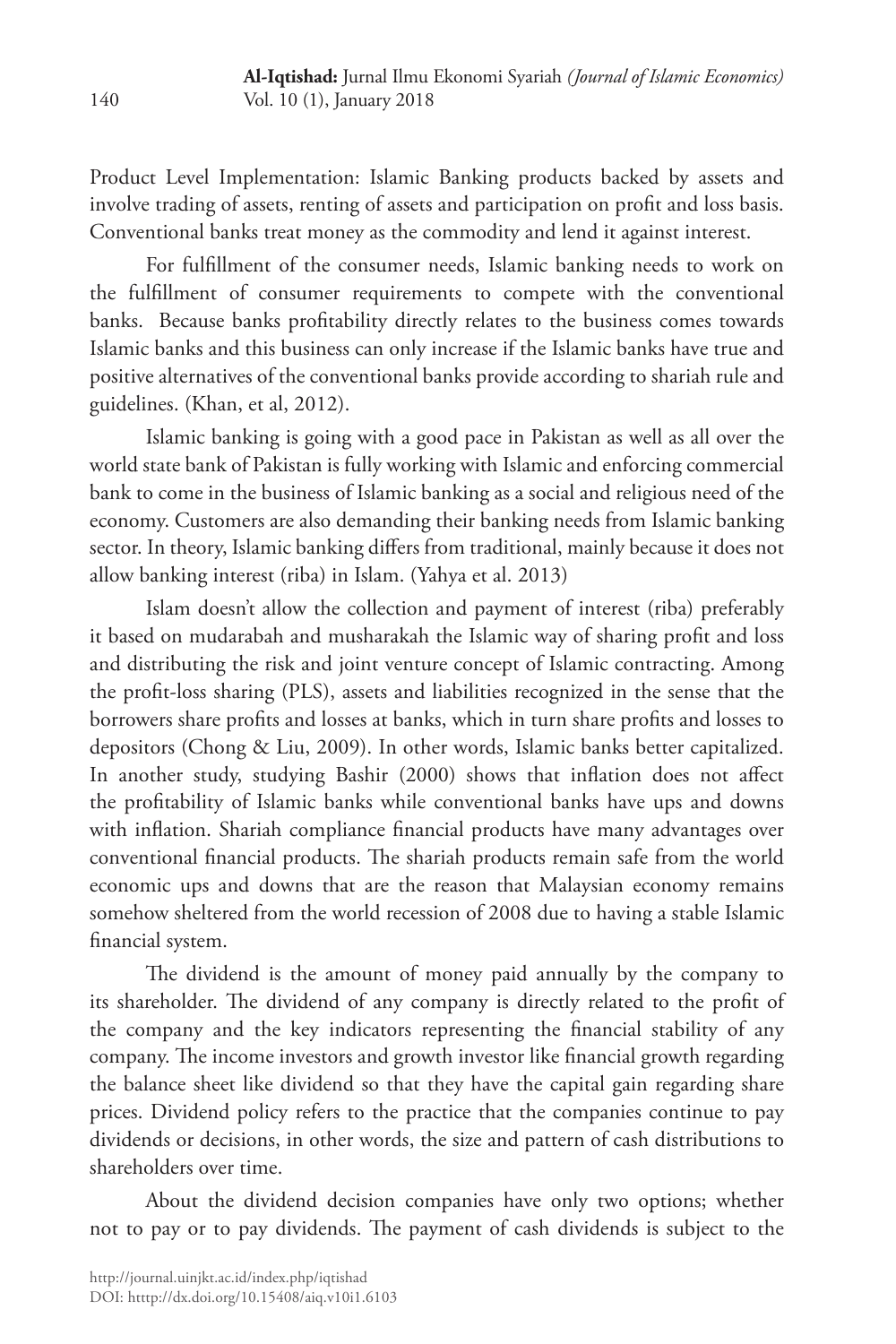Product Level Implementation: Islamic Banking products backed by assets and involve trading of assets, renting of assets and participation on profit and loss basis. Conventional banks treat money as the commodity and lend it against interest.

For fulfillment of the consumer needs, Islamic banking needs to work on the fulfillment of consumer requirements to compete with the conventional banks. Because banks profitability directly relates to the business comes towards Islamic banks and this business can only increase if the Islamic banks have true and positive alternatives of the conventional banks provide according to shariah rule and guidelines. (Khan, et al, 2012).

Islamic banking is going with a good pace in Pakistan as well as all over the world state bank of Pakistan is fully working with Islamic and enforcing commercial bank to come in the business of Islamic banking as a social and religious need of the economy. Customers are also demanding their banking needs from Islamic banking sector. In theory, Islamic banking differs from traditional, mainly because it does not allow banking interest (riba) in Islam. (Yahya et al. 2013)

Islam doesn't allow the collection and payment of interest (riba) preferably it based on mudarabah and musharakah the Islamic way of sharing profit and loss and distributing the risk and joint venture concept of Islamic contracting. Among the profit-loss sharing (PLS), assets and liabilities recognized in the sense that the borrowers share profits and losses at banks, which in turn share profits and losses to depositors (Chong & Liu, 2009). In other words, Islamic banks better capitalized. In another study, studying Bashir (2000) shows that inflation does not affect the profitability of Islamic banks while conventional banks have ups and downs with inflation. Shariah compliance financial products have many advantages over conventional financial products. The shariah products remain safe from the world economic ups and downs that are the reason that Malaysian economy remains somehow sheltered from the world recession of 2008 due to having a stable Islamic financial system.

The dividend is the amount of money paid annually by the company to its shareholder. The dividend of any company is directly related to the profit of the company and the key indicators representing the financial stability of any company. The income investors and growth investor like financial growth regarding the balance sheet like dividend so that they have the capital gain regarding share prices. Dividend policy refers to the practice that the companies continue to pay dividends or decisions, in other words, the size and pattern of cash distributions to shareholders over time.

About the dividend decision companies have only two options; whether not to pay or to pay dividends. The payment of cash dividends is subject to the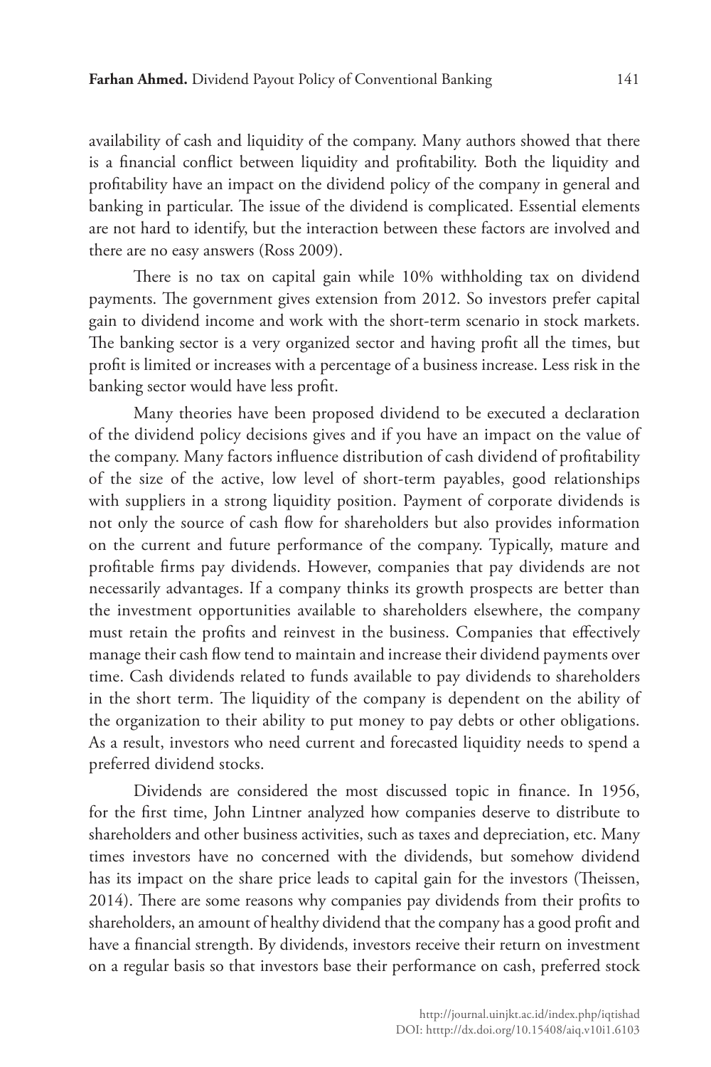availability of cash and liquidity of the company. Many authors showed that there is a financial conflict between liquidity and profitability. Both the liquidity and profitability have an impact on the dividend policy of the company in general and banking in particular. The issue of the dividend is complicated. Essential elements are not hard to identify, but the interaction between these factors are involved and there are no easy answers (Ross 2009).

There is no tax on capital gain while 10% withholding tax on dividend payments. The government gives extension from 2012. So investors prefer capital gain to dividend income and work with the short-term scenario in stock markets. The banking sector is a very organized sector and having profit all the times, but profit is limited or increases with a percentage of a business increase. Less risk in the banking sector would have less profit.

Many theories have been proposed dividend to be executed a declaration of the dividend policy decisions gives and if you have an impact on the value of the company. Many factors influence distribution of cash dividend of profitability of the size of the active, low level of short-term payables, good relationships with suppliers in a strong liquidity position. Payment of corporate dividends is not only the source of cash flow for shareholders but also provides information on the current and future performance of the company. Typically, mature and profitable firms pay dividends. However, companies that pay dividends are not necessarily advantages. If a company thinks its growth prospects are better than the investment opportunities available to shareholders elsewhere, the company must retain the profits and reinvest in the business. Companies that effectively manage their cash flow tend to maintain and increase their dividend payments over time. Cash dividends related to funds available to pay dividends to shareholders in the short term. The liquidity of the company is dependent on the ability of the organization to their ability to put money to pay debts or other obligations. As a result, investors who need current and forecasted liquidity needs to spend a preferred dividend stocks.

Dividends are considered the most discussed topic in finance. In 1956, for the first time, John Lintner analyzed how companies deserve to distribute to shareholders and other business activities, such as taxes and depreciation, etc. Many times investors have no concerned with the dividends, but somehow dividend has its impact on the share price leads to capital gain for the investors (Theissen, 2014). There are some reasons why companies pay dividends from their profits to shareholders, an amount of healthy dividend that the company has a good profit and have a financial strength. By dividends, investors receive their return on investment on a regular basis so that investors base their performance on cash, preferred stock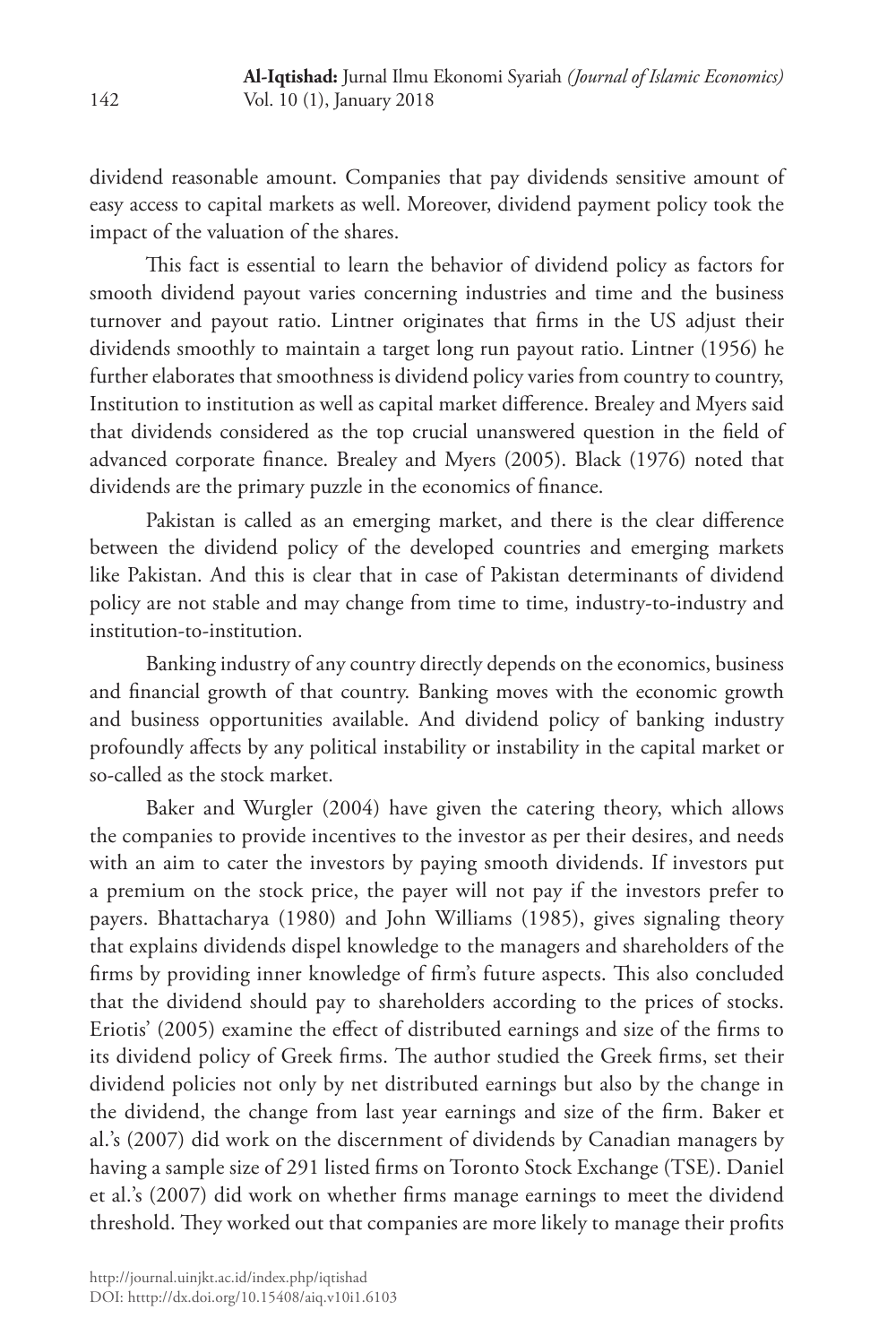dividend reasonable amount. Companies that pay dividends sensitive amount of easy access to capital markets as well. Moreover, dividend payment policy took the impact of the valuation of the shares.

This fact is essential to learn the behavior of dividend policy as factors for smooth dividend payout varies concerning industries and time and the business turnover and payout ratio. Lintner originates that firms in the US adjust their dividends smoothly to maintain a target long run payout ratio. Lintner (1956) he further elaborates that smoothness is dividend policy varies from country to country, Institution to institution as well as capital market difference. Brealey and Myers said that dividends considered as the top crucial unanswered question in the field of advanced corporate finance. Brealey and Myers (2005). Black (1976) noted that dividends are the primary puzzle in the economics of finance.

Pakistan is called as an emerging market, and there is the clear difference between the dividend policy of the developed countries and emerging markets like Pakistan. And this is clear that in case of Pakistan determinants of dividend policy are not stable and may change from time to time, industry-to-industry and institution-to-institution.

Banking industry of any country directly depends on the economics, business and financial growth of that country. Banking moves with the economic growth and business opportunities available. And dividend policy of banking industry profoundly affects by any political instability or instability in the capital market or so-called as the stock market.

Baker and Wurgler (2004) have given the catering theory, which allows the companies to provide incentives to the investor as per their desires, and needs with an aim to cater the investors by paying smooth dividends. If investors put a premium on the stock price, the payer will not pay if the investors prefer to payers. Bhattacharya (1980) and John Williams (1985), gives signaling theory that explains dividends dispel knowledge to the managers and shareholders of the firms by providing inner knowledge of firm's future aspects. This also concluded that the dividend should pay to shareholders according to the prices of stocks. Eriotis' (2005) examine the effect of distributed earnings and size of the firms to its dividend policy of Greek firms. The author studied the Greek firms, set their dividend policies not only by net distributed earnings but also by the change in the dividend, the change from last year earnings and size of the firm. Baker et al.'s (2007) did work on the discernment of dividends by Canadian managers by having a sample size of 291 listed firms on Toronto Stock Exchange (TSE). Daniel et al.'s (2007) did work on whether firms manage earnings to meet the dividend threshold. They worked out that companies are more likely to manage their profits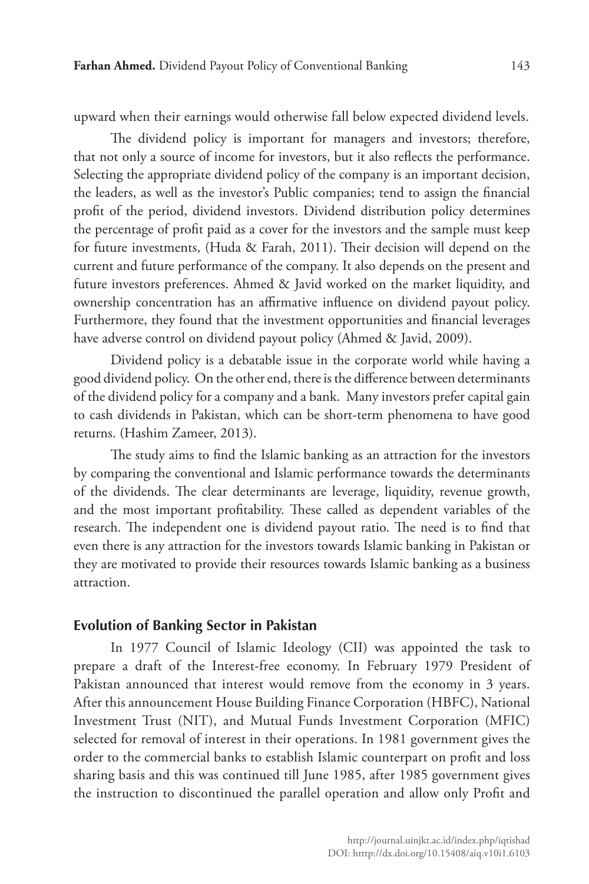upward when their earnings would otherwise fall below expected dividend levels.

The dividend policy is important for managers and investors; therefore, that not only a source of income for investors, but it also reflects the performance. Selecting the appropriate dividend policy of the company is an important decision, the leaders, as well as the investor's Public companies; tend to assign the financial profit of the period, dividend investors. Dividend distribution policy determines the percentage of profit paid as a cover for the investors and the sample must keep for future investments, (Huda & Farah, 2011). Their decision will depend on the current and future performance of the company. It also depends on the present and future investors preferences. Ahmed & Javid worked on the market liquidity, and ownership concentration has an affirmative influence on dividend payout policy. Furthermore, they found that the investment opportunities and financial leverages have adverse control on dividend payout policy (Ahmed & Javid, 2009).

Dividend policy is a debatable issue in the corporate world while having a good dividend policy. On the other end, there is the difference between determinants of the dividend policy for a company and a bank. Many investors prefer capital gain to cash dividends in Pakistan, which can be short-term phenomena to have good returns. (Hashim Zameer, 2013).

The study aims to find the Islamic banking as an attraction for the investors by comparing the conventional and Islamic performance towards the determinants of the dividends. The clear determinants are leverage, liquidity, revenue growth, and the most important profitability. These called as dependent variables of the research. The independent one is dividend payout ratio. The need is to find that even there is any attraction for the investors towards Islamic banking in Pakistan or they are motivated to provide their resources towards Islamic banking as a business attraction.

## Evolution of Banking Sector in Pakistan

In 1977 Council of Islamic Ideology (CII) was appointed the task to prepare a draft of the Interest-free economy. In February 1979 President of Pakistan announced that interest would remove from the economy in 3 years. After this announcement House Building Finance Corporation (HBFC), National Investment Trust (NIT), and Mutual Funds Investment Corporation (MFIC) selected for removal of interest in their operations. In 1981 government gives the order to the commercial banks to establish Islamic counterpart on profit and loss sharing basis and this was continued till June 1985, after 1985 government gives the instruction to discontinued the parallel operation and allow only Profit and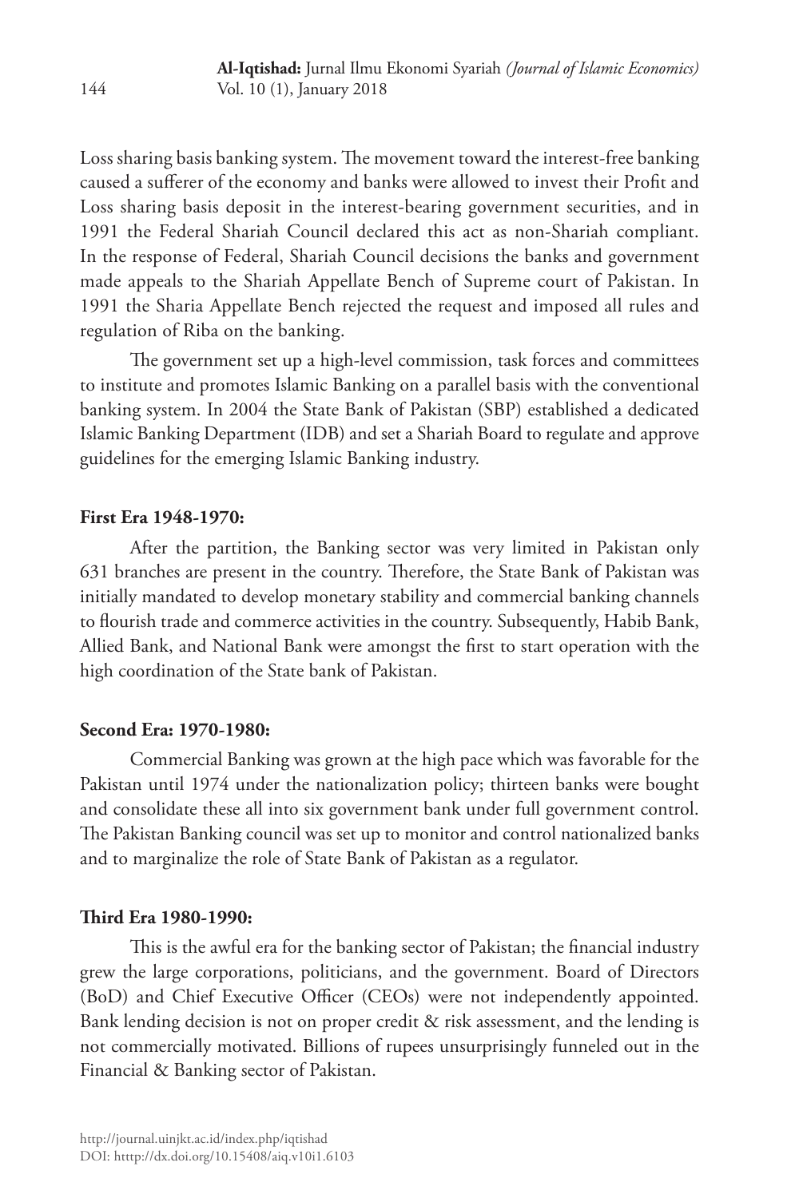Loss sharing basis banking system. The movement toward the interest-free banking caused a sufferer of the economy and banks were allowed to invest their Profit and Loss sharing basis deposit in the interest-bearing government securities, and in 1991 the Federal Shariah Council declared this act as non-Shariah compliant. In the response of Federal, Shariah Council decisions the banks and government made appeals to the Shariah Appellate Bench of Supreme court of Pakistan. In 1991 the Sharia Appellate Bench rejected the request and imposed all rules and regulation of Riba on the banking.

The government set up a high-level commission, task forces and committees to institute and promotes Islamic Banking on a parallel basis with the conventional banking system. In 2004 the State Bank of Pakistan (SBP) established a dedicated Islamic Banking Department (IDB) and set a Shariah Board to regulate and approve guidelines for the emerging Islamic Banking industry.

**First Era 1948-1970:**

After the partition, the Banking sector was very limited in Pakistan only 631 branches are present in the country. Therefore, the State Bank of Pakistan was initially mandated to develop monetary stability and commercial banking channels to flourish trade and commerce activities in the country. Subsequently, Habib Bank, Allied Bank, and National Bank were amongst the first to start operation with the high coordination of the State bank of Pakistan.

**Second Era: 1970-1980:**

Commercial Banking was grown at the high pace which was favorable for the Pakistan until 1974 under the nationalization policy; thirteen banks were bought and consolidate these all into six government bank under full government control. The Pakistan Banking council was set up to monitor and control nationalized banks and to marginalize the role of State Bank of Pakistan as a regulator.

**Third Era 1980-1990:**

This is the awful era for the banking sector of Pakistan; the financial industry grew the large corporations, politicians, and the government. Board of Directors (BoD) and Chief Executive Officer (CEOs) were not independently appointed. Bank lending decision is not on proper credit & risk assessment, and the lending is not commercially motivated. Billions of rupees unsurprisingly funneled out in the Financial & Banking sector of Pakistan.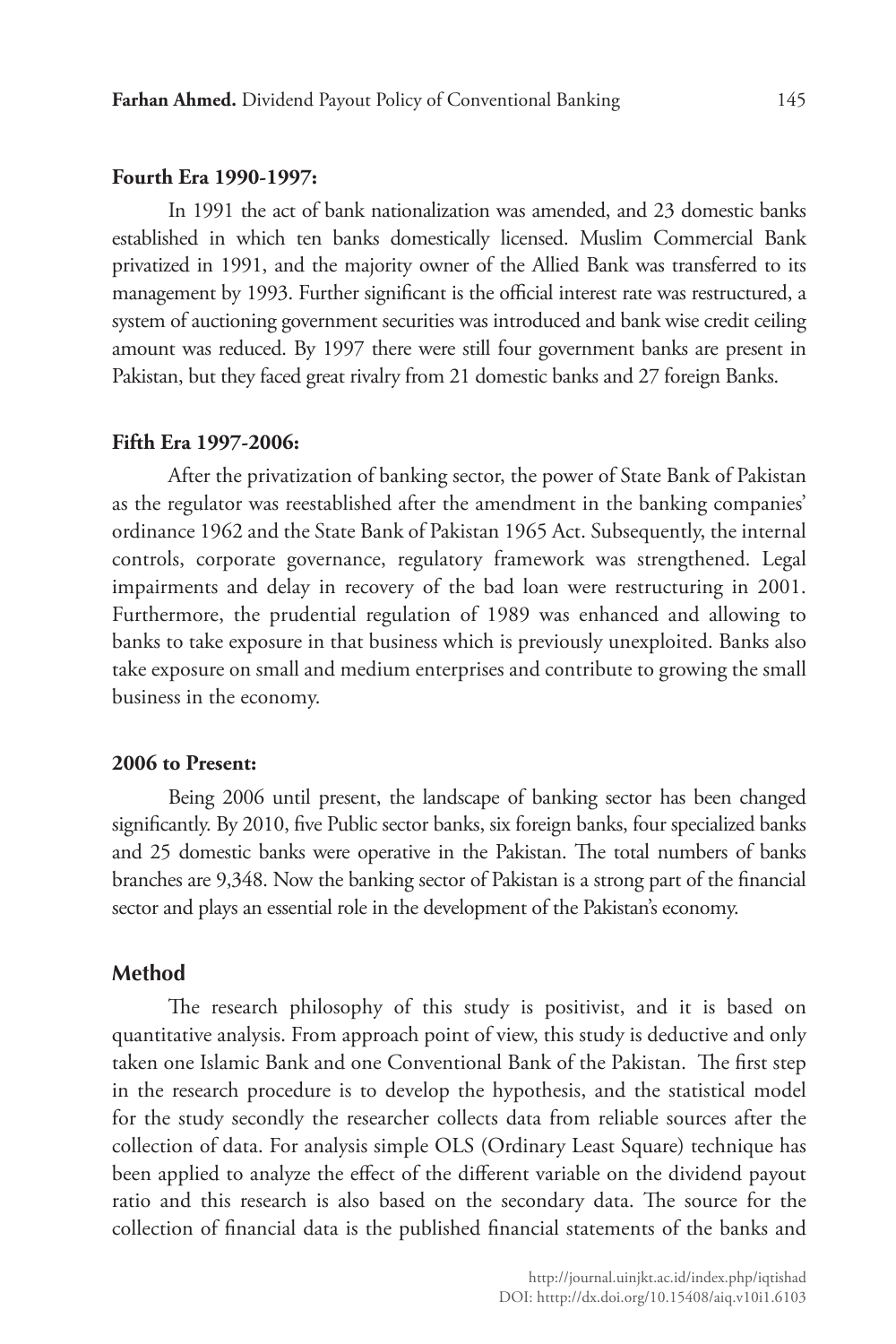#### Fourth Era 1990-1997:

In 1991 the act of bank nationalization was amended, and 23 domestic banks established in which ten banks domestically licensed. Muslim Commercial Bank privatized in 1991, and the majority owner of the Allied Bank was transferred to its management by 1993. Further significant is the official interest rate was restructured, a system of auctioning government securities was introduced and bank wise credit ceiling amount was reduced. By 1997 there were still four government banks are present in Pakistan, but they faced great rivalry from 21 domestic banks and 27 foreign Banks.

#### Fifth Era 1997-2006:

After the privatization of banking sector, the power of State Bank of Pakistan as the regulator was reestablished after the amendment in the banking companies' ordinance 1962 and the State Bank of Pakistan 1965 Act. Subsequently, the internal controls, corporate governance, regulatory framework was strengthened. Legal impairments and delay in recovery of the bad loan were restructuring in 2001. Furthermore, the prudential regulation of 1989 was enhanced and allowing to banks to take exposure in that business which is previously unexploited. Banks also take exposure on small and medium enterprises and contribute to growing the small business in the economy.

#### 2006 to Present:

Being 2006 until present, the landscape of banking sector has been changed significantly. By 2010, five Public sector banks, six foreign banks, four specialized banks and 25 domestic banks were operative in the Pakistan. The total numbers of banks branches are 9,348. Now the banking sector of Pakistan is a strong part of the financial sector and plays an essential role in the development of the Pakistan's economy.

## Method

The research philosophy of this study is positivist, and it is based on quantitative analysis. From approach point of view, this study is deductive and only taken one Islamic Bank and one Conventional Bank of the Pakistan. The first step in the research procedure is to develop the hypothesis, and the statistical model for the study secondly the researcher collects data from reliable sources after the collection of data. For analysis simple OLS (Ordinary Least Square) technique has been applied to analyze the effect of the different variable on the dividend payout ratio and this research is also based on the secondary data. The source for the collection of financial data is the published financial statements of the banks and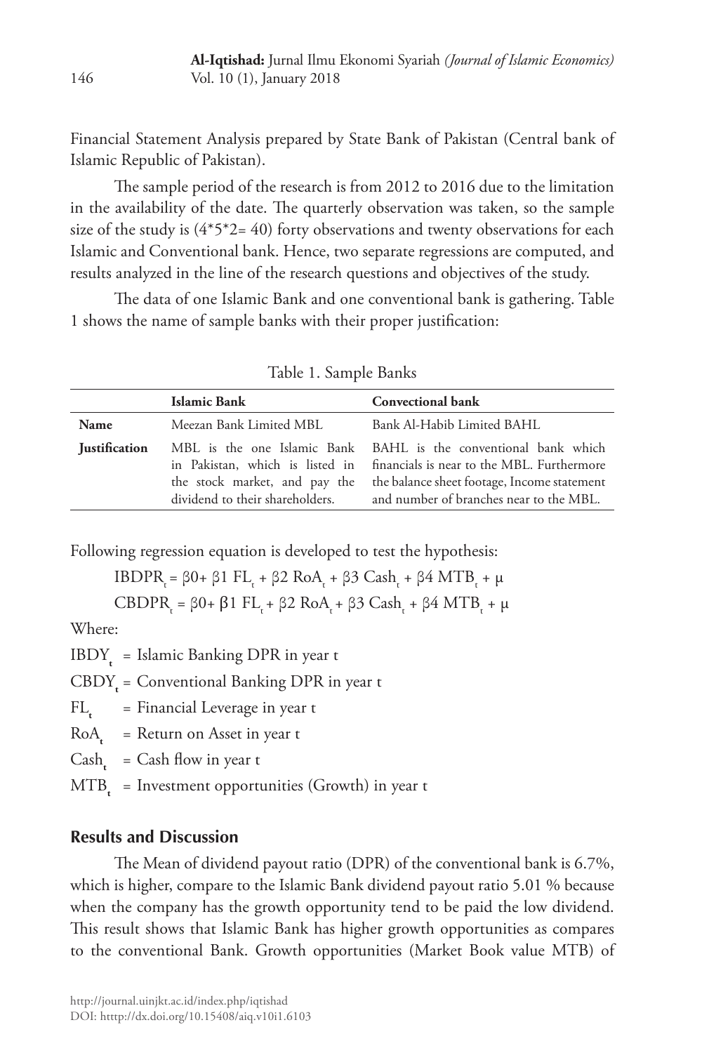Financial Statement Analysis prepared by State Bank of Pakistan (Central bank of Islamic Republic of Pakistan).

The sample period of the research is from 2012 to 2016 due to the limitation in the availability of the date. The quarterly observation was taken, so the sample size of the study is (4*5*2= 40) forty observations and twenty observations for each Islamic and Conventional bank. Hence, two separate regressions are computed, and results analyzed in the line of the research questions and objectives of the study.

The data of one Islamic Bank and one conventional bank is gathering. Table 1 shows the name of sample banks with their proper justification:

Table 1. Sample Banks

| | Islamic Bank | Convectional bank |
|---|---|---|
| **Name** | Meezan Bank Limited MBL | Bank Al-Habib Limited BAHL |
| **Justification** | MBL is the one Islamic Bank in Pakistan, which is listed in the stock market, and pay the dividend to their shareholders. | BAHL is the conventional bank which financials is near to the MBL. Furthermore the balance sheet footage, Income statement and number of branches near to the MBL. |

Following regression equation is developed to test the hypothesis:

$$IBDPR_t = \beta0 + \beta1\ FL_t + \beta2\ RoA_t + \beta3\ Cash_t + \beta4\ MTB_t + \mu$$

$$CBDPR_t = \beta0 + \beta1\ FL_t + \beta2\ RoA_t + \beta3\ Cash_t + \beta4\ MTB_t + \mu$$

Where:

$IBDY_t$ = Islamic Banking DPR in year t

$CBDY_t$ = Conventional Banking DPR in year t

$FL_t$ = Financial Leverage in year t

$RoA_t$ = Return on Asset in year t

$Cash_t$ = Cash flow in year t

$MTB_t$ = Investment opportunities (Growth) in year t

## Results and Discussion

The Mean of dividend payout ratio (DPR) of the conventional bank is 6.7%, which is higher, compare to the Islamic Bank dividend payout ratio 5.01 % because when the company has the growth opportunity tend to be paid the low dividend. This result shows that Islamic Bank has higher growth opportunities as compares to the conventional Bank. Growth opportunities (Market Book value MTB) of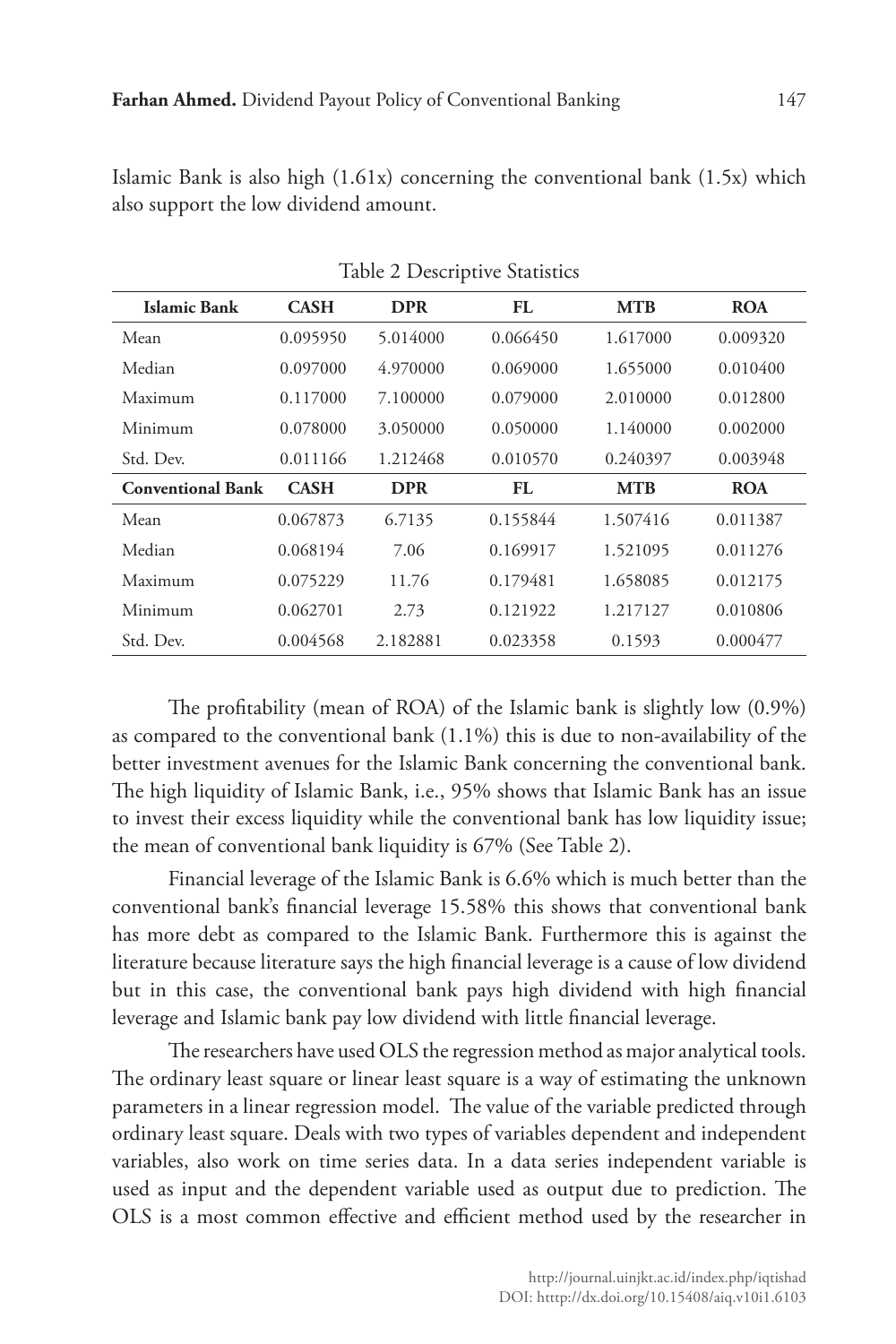Islamic Bank is also high (1.61x) concerning the conventional bank (1.5x) which also support the low dividend amount.

Table 2 Descriptive Statistics

| **Islamic Bank** | **CASH** | **DPR** | **FL** | **MTB** | **ROA** |
|---|---|---|---|---|---|
| Mean | 0.095950 | 5.014000 | 0.066450 | 1.617000 | 0.009320 |
| Median | 0.097000 | 4.970000 | 0.069000 | 1.655000 | 0.010400 |
| Maximum | 0.117000 | 7.100000 | 0.079000 | 2.010000 | 0.012800 |
| Minimum | 0.078000 | 3.050000 | 0.050000 | 1.140000 | 0.002000 |
| Std. Dev. | 0.011166 | 1.212468 | 0.010570 | 0.240397 | 0.003948 |
| **Conventional Bank** | **CASH** | **DPR** | **FL** | **MTB** | **ROA** |
| Mean | 0.067873 | 6.7135 | 0.155844 | 1.507416 | 0.011387 |
| Median | 0.068194 | 7.06 | 0.169917 | 1.521095 | 0.011276 |
| Maximum | 0.075229 | 11.76 | 0.179481 | 1.658085 | 0.012175 |
| Minimum | 0.062701 | 2.73 | 0.121922 | 1.217127 | 0.010806 |
| Std. Dev. | 0.004568 | 2.182881 | 0.023358 | 0.1593 | 0.000477 |

The profitability (mean of ROA) of the Islamic bank is slightly low (0.9%) as compared to the conventional bank (1.1%) this is due to non-availability of the better investment avenues for the Islamic Bank concerning the conventional bank. The high liquidity of Islamic Bank, i.e., 95% shows that Islamic Bank has an issue to invest their excess liquidity while the conventional bank has low liquidity issue; the mean of conventional bank liquidity is 67% (See Table 2).

Financial leverage of the Islamic Bank is 6.6% which is much better than the conventional bank's financial leverage 15.58% this shows that conventional bank has more debt as compared to the Islamic Bank. Furthermore this is against the literature because literature says the high financial leverage is a cause of low dividend but in this case, the conventional bank pays high dividend with high financial leverage and Islamic bank pay low dividend with little financial leverage.

The researchers have used OLS the regression method as major analytical tools. The ordinary least square or linear least square is a way of estimating the unknown parameters in a linear regression model. The value of the variable predicted through ordinary least square. Deals with two types of variables dependent and independent variables, also work on time series data. In a data series independent variable is used as input and the dependent variable used as output due to prediction. The OLS is a most common effective and efficient method used by the researcher in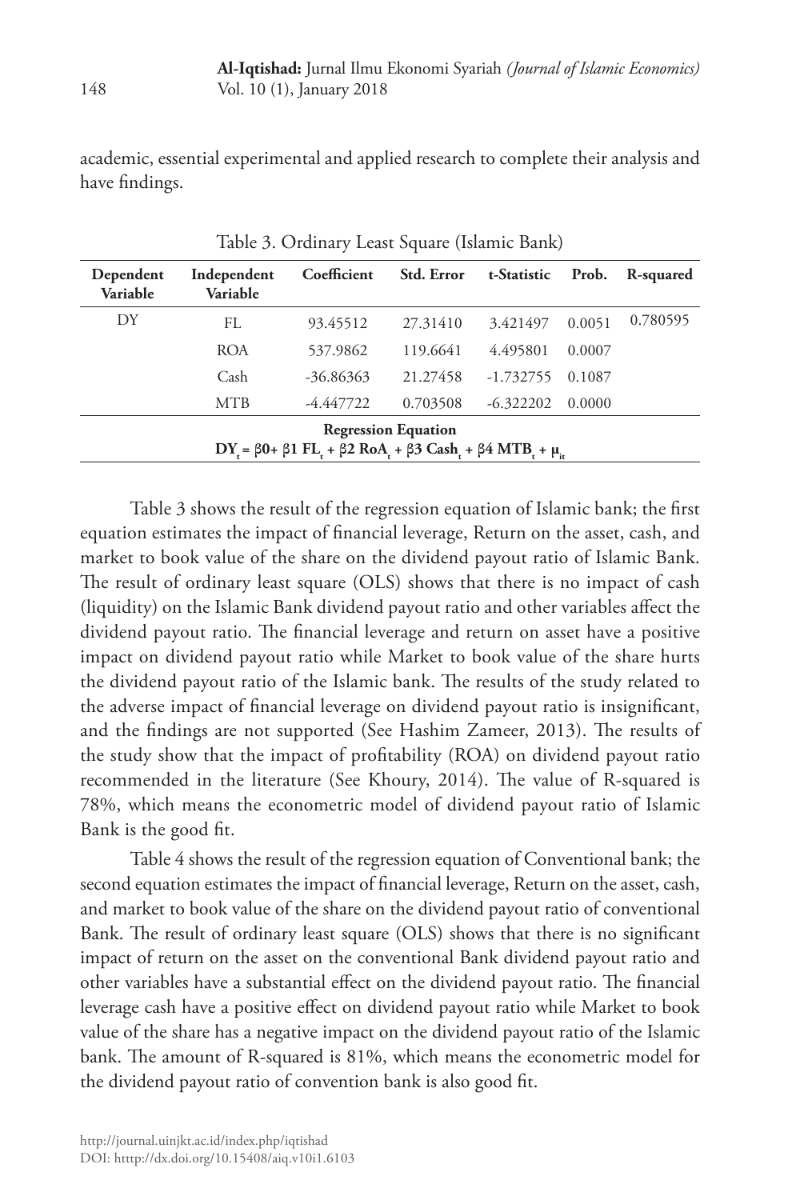academic, essential experimental and applied research to complete their analysis and have findings.

Table 3. Ordinary Least Square (Islamic Bank)

| Dependent Variable | Independent Variable | Coefficient | Std. Error | t-Statistic | Prob. | R-squared |
|---|---|---|---|---|---|---|
| DY | FL | 93.45512 | 27.31410 | 3.421497 | 0.0051 | 0.780595 |
| | ROA | 537.9862 | 119.6641 | 4.495801 | 0.0007 | |
| | Cash | -36.86363 | 21.27458 | -1.732755 | 0.1087 | |
| | MTB | -4.447722 | 0.703508 | -6.322202 | 0.0000 | |
| **Regression Equation** | | | | | | |
| $DY_t = \beta 0 + \beta 1\ FL_t + \beta 2\ RoA_t + \beta 3\ Cash_t + \beta 4\ MTB_t + \mu_{it}$ | | | | | | |

Table 3 shows the result of the regression equation of Islamic bank; the first equation estimates the impact of financial leverage, Return on the asset, cash, and market to book value of the share on the dividend payout ratio of Islamic Bank. The result of ordinary least square (OLS) shows that there is no impact of cash (liquidity) on the Islamic Bank dividend payout ratio and other variables affect the dividend payout ratio. The financial leverage and return on asset have a positive impact on dividend payout ratio while Market to book value of the share hurts the dividend payout ratio of the Islamic bank. The results of the study related to the adverse impact of financial leverage on dividend payout ratio is insignificant, and the findings are not supported (See Hashim Zameer, 2013). The results of the study show that the impact of profitability (ROA) on dividend payout ratio recommended in the literature (See Khoury, 2014). The value of R-squared is 78%, which means the econometric model of dividend payout ratio of Islamic Bank is the good fit.

Table 4 shows the result of the regression equation of Conventional bank; the second equation estimates the impact of financial leverage, Return on the asset, cash, and market to book value of the share on the dividend payout ratio of conventional Bank. The result of ordinary least square (OLS) shows that there is no significant impact of return on the asset on the conventional Bank dividend payout ratio and other variables have a substantial effect on the dividend payout ratio. The financial leverage cash have a positive effect on dividend payout ratio while Market to book value of the share has a negative impact on the dividend payout ratio of the Islamic bank. The amount of R-squared is 81%, which means the econometric model for the dividend payout ratio of convention bank is also good fit.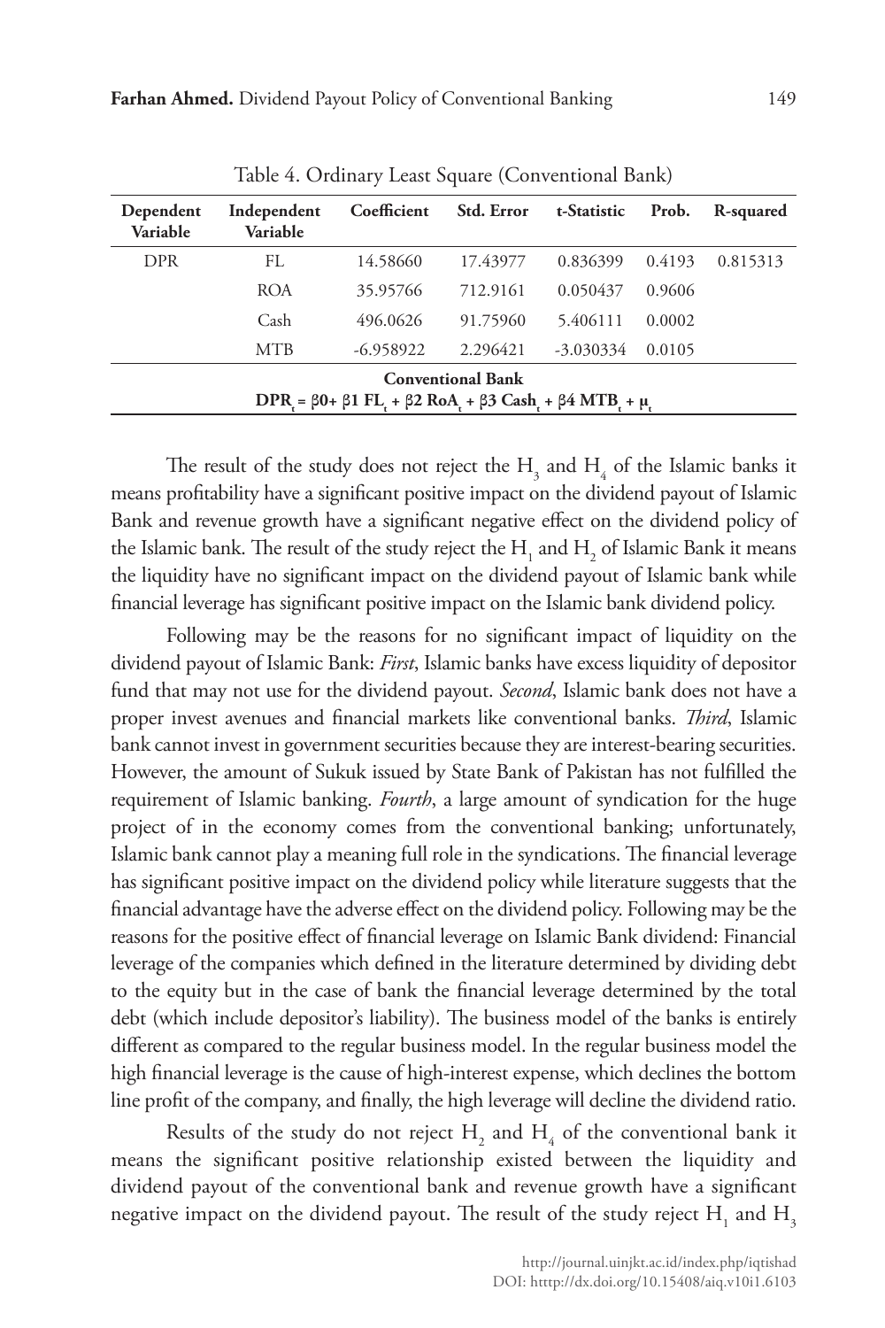Table 4. Ordinary Least Square (Conventional Bank)

| Dependent Variable | Independent Variable | Coefficient | Std. Error | t-Statistic | Prob. | R-squared |
|---|---|---|---|---|---|---|
| DPR | FL | 14.58660 | 17.43977 | 0.836399 | 0.4193 | 0.815313 |
| | ROA | 35.95766 | 712.9161 | 0.050437 | 0.9606 | |
| | Cash | 496.0626 | 91.75960 | 5.406111 | 0.0002 | |
| | MTB | -6.958922 | 2.296421 | -3.030334 | 0.0105 | |
| **Conventional Bank** | | | | | | |
| $\mathbf{DPR_t = \beta 0 + \beta 1\ FL_t + \beta 2\ RoA_t + \beta 3\ Cash_t + \beta 4\ MTB_t + \mu_t}$ | | | | | | |

The result of the study does not reject the $H_3$ and $H_4$ of the Islamic banks it means profitability have a significant positive impact on the dividend payout of Islamic Bank and revenue growth have a significant negative effect on the dividend policy of the Islamic bank. The result of the study reject the $H_1$ and $H_2$ of Islamic Bank it means the liquidity have no significant impact on the dividend payout of Islamic bank while financial leverage has significant positive impact on the Islamic bank dividend policy.

Following may be the reasons for no significant impact of liquidity on the dividend payout of Islamic Bank: *First*, Islamic banks have excess liquidity of depositor fund that may not use for the dividend payout. *Second*, Islamic bank does not have a proper invest avenues and financial markets like conventional banks. *Third*, Islamic bank cannot invest in government securities because they are interest-bearing securities. However, the amount of Sukuk issued by State Bank of Pakistan has not fulfilled the requirement of Islamic banking. *Fourth*, a large amount of syndication for the huge project of in the economy comes from the conventional banking; unfortunately, Islamic bank cannot play a meaning full role in the syndications. The financial leverage has significant positive impact on the dividend policy while literature suggests that the financial advantage have the adverse effect on the dividend policy. Following may be the reasons for the positive effect of financial leverage on Islamic Bank dividend: Financial leverage of the companies which defined in the literature determined by dividing debt to the equity but in the case of bank the financial leverage determined by the total debt (which include depositor's liability). The business model of the banks is entirely different as compared to the regular business model. In the regular business model the high financial leverage is the cause of high-interest expense, which declines the bottom line profit of the company, and finally, the high leverage will decline the dividend ratio.

Results of the study do not reject $H_2$ and $H_4$ of the conventional bank it means the significant positive relationship existed between the liquidity and dividend payout of the conventional bank and revenue growth have a significant negative impact on the dividend payout. The result of the study reject $H_1$ and $H_3$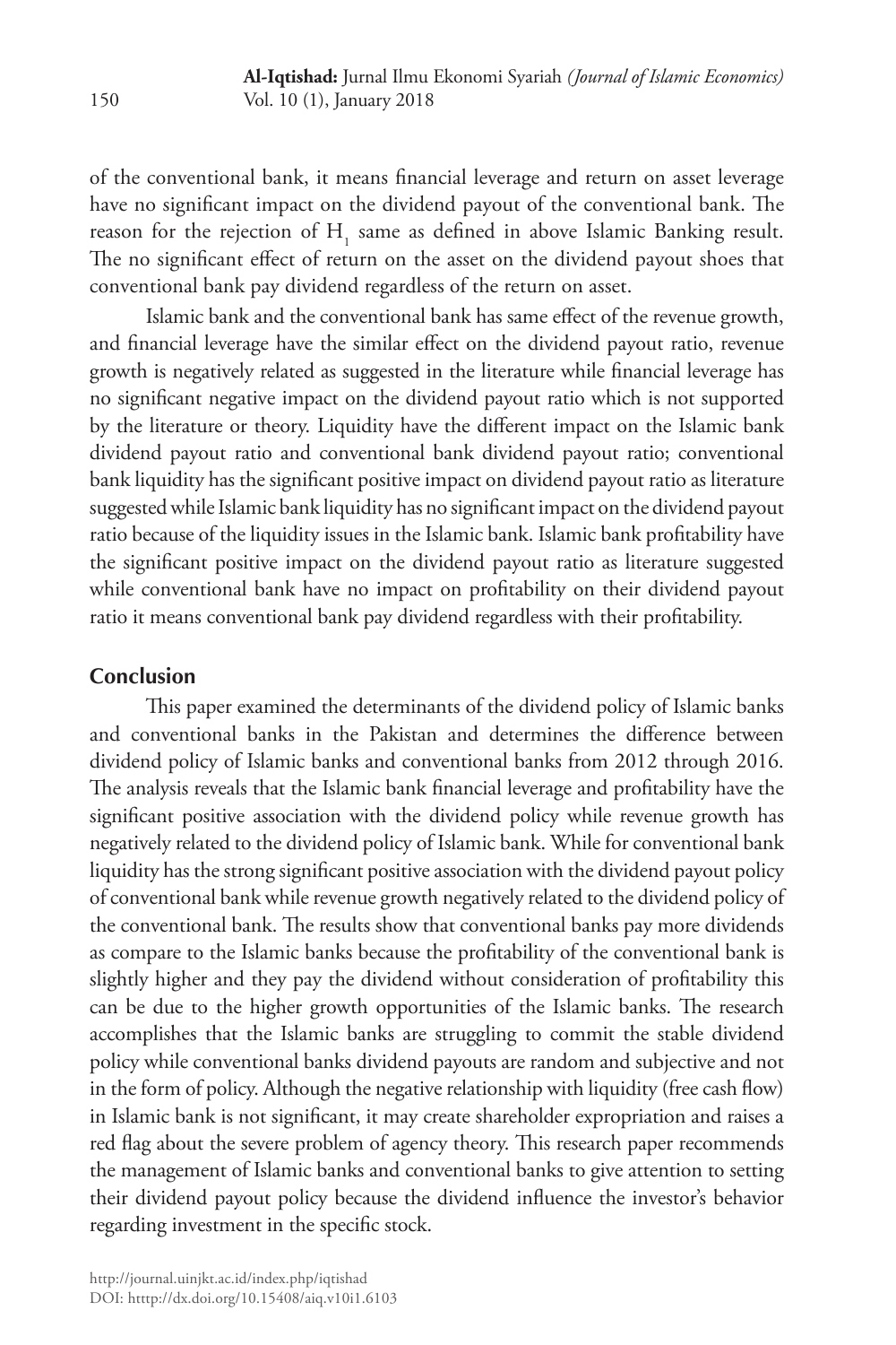of the conventional bank, it means financial leverage and return on asset leverage have no significant impact on the dividend payout of the conventional bank. The reason for the rejection of $H_1$ same as defined in above Islamic Banking result. The no significant effect of return on the asset on the dividend payout shoes that conventional bank pay dividend regardless of the return on asset.

Islamic bank and the conventional bank has same effect of the revenue growth, and financial leverage have the similar effect on the dividend payout ratio, revenue growth is negatively related as suggested in the literature while financial leverage has no significant negative impact on the dividend payout ratio which is not supported by the literature or theory. Liquidity have the different impact on the Islamic bank dividend payout ratio and conventional bank dividend payout ratio; conventional bank liquidity has the significant positive impact on dividend payout ratio as literature suggested while Islamic bank liquidity has no significant impact on the dividend payout ratio because of the liquidity issues in the Islamic bank. Islamic bank profitability have the significant positive impact on the dividend payout ratio as literature suggested while conventional bank have no impact on profitability on their dividend payout ratio it means conventional bank pay dividend regardless with their profitability.

## Conclusion

This paper examined the determinants of the dividend policy of Islamic banks and conventional banks in the Pakistan and determines the difference between dividend policy of Islamic banks and conventional banks from 2012 through 2016. The analysis reveals that the Islamic bank financial leverage and profitability have the significant positive association with the dividend policy while revenue growth has negatively related to the dividend policy of Islamic bank. While for conventional bank liquidity has the strong significant positive association with the dividend payout policy of conventional bank while revenue growth negatively related to the dividend policy of the conventional bank. The results show that conventional banks pay more dividends as compare to the Islamic banks because the profitability of the conventional bank is slightly higher and they pay the dividend without consideration of profitability this can be due to the higher growth opportunities of the Islamic banks. The research accomplishes that the Islamic banks are struggling to commit the stable dividend policy while conventional banks dividend payouts are random and subjective and not in the form of policy. Although the negative relationship with liquidity (free cash flow) in Islamic bank is not significant, it may create shareholder expropriation and raises a red flag about the severe problem of agency theory. This research paper recommends the management of Islamic banks and conventional banks to give attention to setting their dividend payout policy because the dividend influence the investor's behavior regarding investment in the specific stock.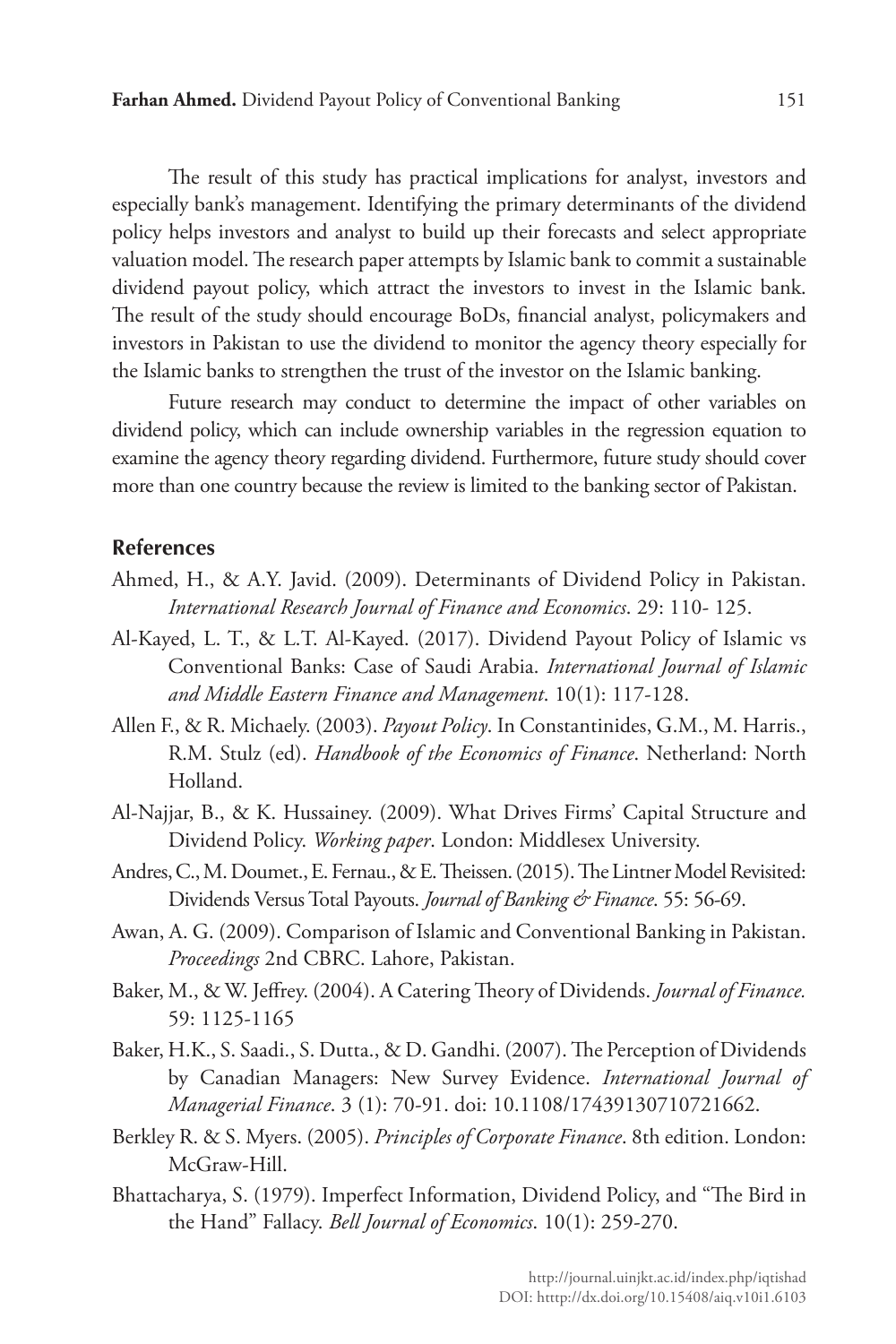The result of this study has practical implications for analyst, investors and especially bank's management. Identifying the primary determinants of the dividend policy helps investors and analyst to build up their forecasts and select appropriate valuation model. The research paper attempts by Islamic bank to commit a sustainable dividend payout policy, which attract the investors to invest in the Islamic bank. The result of the study should encourage BoDs, financial analyst, policymakers and investors in Pakistan to use the dividend to monitor the agency theory especially for the Islamic banks to strengthen the trust of the investor on the Islamic banking.

Future research may conduct to determine the impact of other variables on dividend policy, which can include ownership variables in the regression equation to examine the agency theory regarding dividend. Furthermore, future study should cover more than one country because the review is limited to the banking sector of Pakistan.

## References

Ahmed, H., & A.Y. Javid. (2009). Determinants of Dividend Policy in Pakistan. *International Research Journal of Finance and Economics*. 29: 110- 125.

Al-Kayed, L. T., & L.T. Al-Kayed. (2017). Dividend Payout Policy of Islamic vs Conventional Banks: Case of Saudi Arabia. *International Journal of Islamic and Middle Eastern Finance and Management*. 10(1): 117-128.

Allen F., & R. Michaely. (2003). *Payout Policy*. In Constantinides, G.M., M. Harris., R.M. Stulz (ed). *Handbook of the Economics of Finance*. Netherland: North Holland.

Al-Najjar, B., & K. Hussainey. (2009). What Drives Firms' Capital Structure and Dividend Policy. *Working paper*. London: Middlesex University.

Andres, C., M. Doumet., E. Fernau., & E. Theissen. (2015). The Lintner Model Revisited: Dividends Versus Total Payouts. *Journal of Banking & Finance*. 55: 56-69.

Awan, A. G. (2009). Comparison of Islamic and Conventional Banking in Pakistan. *Proceedings* 2nd CBRC. Lahore, Pakistan.

Baker, M., & W. Jeffrey. (2004). A Catering Theory of Dividends. *Journal of Finance.* 59: 1125-1165

Baker, H.K., S. Saadi., S. Dutta., & D. Gandhi. (2007). The Perception of Dividends by Canadian Managers: New Survey Evidence. *International Journal of Managerial Finance*. 3 (1): 70-91. doi: 10.1108/17439130710721662.

Berkley R. & S. Myers. (2005). *Principles of Corporate Finance*. 8th edition. London: McGraw-Hill.

Bhattacharya, S. (1979). Imperfect Information, Dividend Policy, and "The Bird in the Hand" Fallacy. *Bell Journal of Economics*. 10(1): 259-270.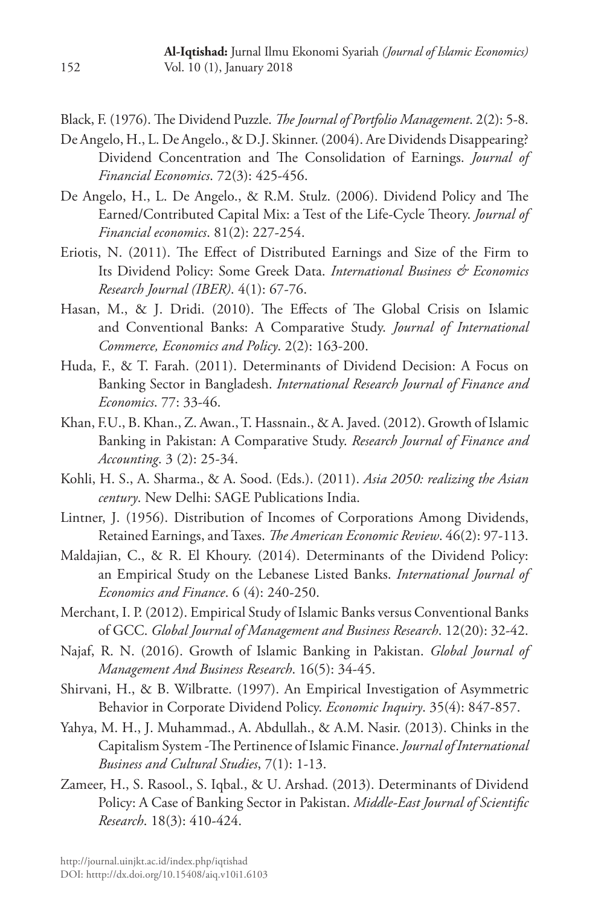Black, F. (1976). The Dividend Puzzle. *The Journal of Portfolio Management*. 2(2): 5-8.

De Angelo, H., L. De Angelo., & D.J. Skinner. (2004). Are Dividends Disappearing? Dividend Concentration and The Consolidation of Earnings. *Journal of Financial Economics*. 72(3): 425-456.

De Angelo, H., L. De Angelo., & R.M. Stulz. (2006). Dividend Policy and The Earned/Contributed Capital Mix: a Test of the Life-Cycle Theory. *Journal of Financial economics*. 81(2): 227-254.

Eriotis, N. (2011). The Effect of Distributed Earnings and Size of the Firm to Its Dividend Policy: Some Greek Data. *International Business & Economics Research Journal (IBER)*. 4(1): 67-76.

Hasan, M., & J. Dridi. (2010). The Effects of The Global Crisis on Islamic and Conventional Banks: A Comparative Study. *Journal of International Commerce, Economics and Policy*. 2(2): 163-200.

Huda, F., & T. Farah. (2011). Determinants of Dividend Decision: A Focus on Banking Sector in Bangladesh. *International Research Journal of Finance and Economics*. 77: 33-46.

Khan, F.U., B. Khan., Z. Awan., T. Hassnain., & A. Javed. (2012). Growth of Islamic Banking in Pakistan: A Comparative Study. *Research Journal of Finance and Accounting*. 3 (2): 25-34.

Kohli, H. S., A. Sharma., & A. Sood. (Eds.). (2011). *Asia 2050: realizing the Asian century*. New Delhi: SAGE Publications India.

Lintner, J. (1956). Distribution of Incomes of Corporations Among Dividends, Retained Earnings, and Taxes. *The American Economic Review*. 46(2): 97-113.

Maldajian, C., & R. El Khoury. (2014). Determinants of the Dividend Policy: an Empirical Study on the Lebanese Listed Banks. *International Journal of Economics and Finance*. 6 (4): 240-250.

Merchant, I. P. (2012). Empirical Study of Islamic Banks versus Conventional Banks of GCC. *Global Journal of Management and Business Research*. 12(20): 32-42.

Najaf, R. N. (2016). Growth of Islamic Banking in Pakistan. *Global Journal of Management And Business Research*. 16(5): 34-45.

Shirvani, H., & B. Wilbratte. (1997). An Empirical Investigation of Asymmetric Behavior in Corporate Dividend Policy. *Economic Inquiry*. 35(4): 847-857.

Yahya, M. H., J. Muhammad., A. Abdullah., & A.M. Nasir. (2013). Chinks in the Capitalism System -The Pertinence of Islamic Finance. *Journal of International Business and Cultural Studies*, 7(1): 1-13.

Zameer, H., S. Rasool., S. Iqbal., & U. Arshad. (2013). Determinants of Dividend Policy: A Case of Banking Sector in Pakistan. *Middle-East Journal of Scientific Research*. 18(3): 410-424.